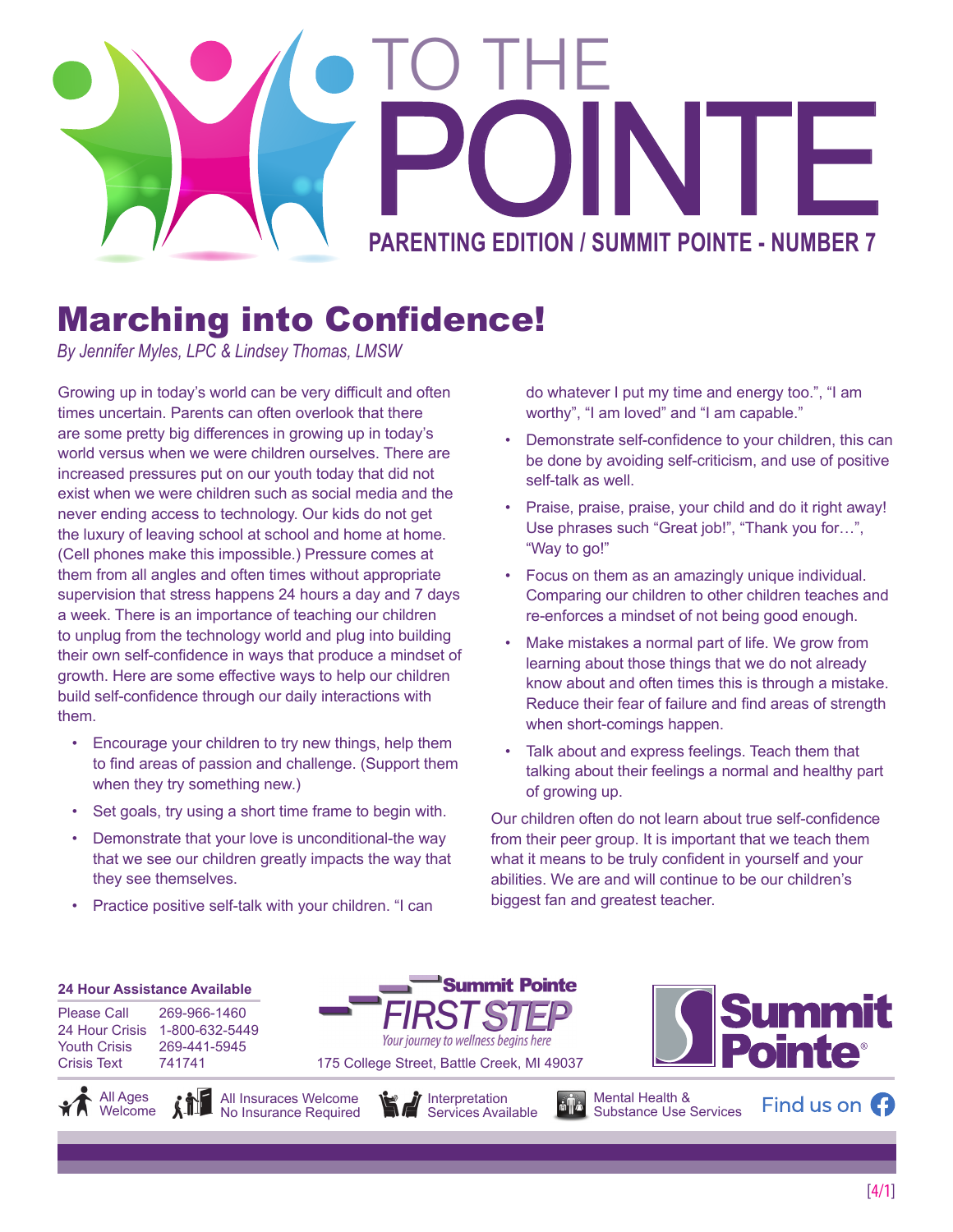# TO THE POINTE

**PARENTING EDITION / SUMMIT POINTE - NUMBER 7**

## Marching into Confidence!

*By Jennifer Myles, LPC & Lindsey Thomas, LMSW*

Growing up in today's world can be very difficult and often times uncertain. Parents can often overlook that there are some pretty big differences in growing up in today's world versus when we were children ourselves. There are increased pressures put on our youth today that did not exist when we were children such as social media and the never ending access to technology. Our kids do not get the luxury of leaving school at school and home at home. (Cell phones make this impossible.) Pressure comes at them from all angles and often times without appropriate supervision that stress happens 24 hours a day and 7 days a week. There is an importance of teaching our children to unplug from the technology world and plug into building their own self-confidence in ways that produce a mindset of growth. Here are some effective ways to help our children build self-confidence through our daily interactions with them.

- Encourage your children to try new things, help them to find areas of passion and challenge. (Support them when they try something new.)
- Set goals, try using a short time frame to begin with.
- Demonstrate that your love is unconditional-the way that we see our children greatly impacts the way that they see themselves.
- Practice positive self-talk with your children. "I can do whatever I put my time and energy too.", "I am worthy", "I am loved" and "I am capable."
- Demonstrate self-confidence to your children, this can be done by avoiding self-criticism, and use of positive self-talk as well.
- Praise, praise, praise, your child and do it right away! Use phrases such "Great job!", "Thank you for…", "Way to go!"
- Focus on them as an amazingly unique individual. Comparing our children to other children teaches and re-enforces a mindset of not being good enough.
- Make mistakes a normal part of life. We grow from learning about those things that we do not already know about and often times this is through a mistake. Reduce their fear of failure and find areas of strength when short-comings happen.
- Talk about and express feelings. Teach them that talking about their feelings a normal and healthy part of growing up.

Our children often do not learn about true self-confidence from their peer group. It is important that we teach them what it means to be truly confident in yourself and your abilities. We are and will continue to be our children's biggest fan and greatest teacher.

**24 Hour Assistance Available**

| | |
|---|---|
| Please Call | 269-966-1460 |
| 24 Hour Crisis | 1-800-632-5449 |
| Youth Crisis | 269-441-5945 |
| Crisis Text | 741741 |

Summit Pointe FIRST STEP — *Your journey to wellness begins here*

175 College Street, Battle Creek, MI 49037

Summit Pointe®

All Ages Welcome | All Insurances Welcome No Insurance Required | Interpretation Services Available | Mental Health & Substance Use Services | Find us on Facebook

[4/1]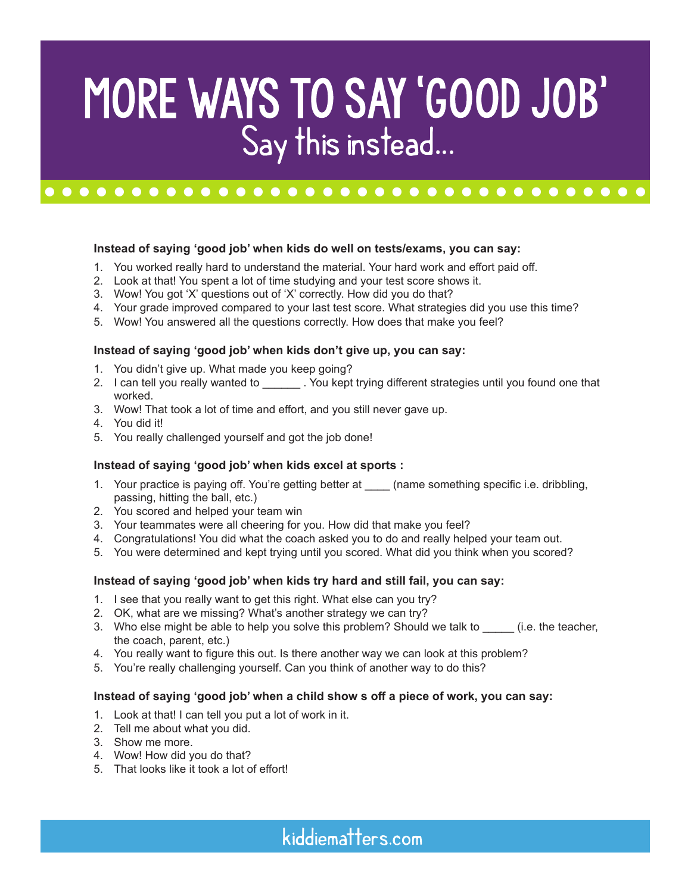# MORE WAYS TO SAY 'GOOD JOB'

## Say this instead...

**Instead of saying 'good job' when kids do well on tests/exams, you can say:**

1. You worked really hard to understand the material. Your hard work and effort paid off.
2. Look at that! You spent a lot of time studying and your test score shows it.
3. Wow! You got 'X' questions out of 'X' correctly. How did you do that?
4. Your grade improved compared to your last test score. What strategies did you use this time?
5. Wow! You answered all the questions correctly. How does that make you feel?

**Instead of saying 'good job' when kids don't give up, you can say:**

1. You didn't give up. What made you keep going?
2. I can tell you really wanted to ______ . You kept trying different strategies until you found one that worked.
3. Wow! That took a lot of time and effort, and you still never gave up.
4. You did it!
5. You really challenged yourself and got the job done!

**Instead of saying 'good job' when kids excel at sports :**

1. Your practice is paying off. You're getting better at ____ (name something specific i.e. dribbling, passing, hitting the ball, etc.)
2. You scored and helped your team win
3. Your teammates were all cheering for you. How did that make you feel?
4. Congratulations! You did what the coach asked you to do and really helped your team out.
5. You were determined and kept trying until you scored. What did you think when you scored?

**Instead of saying 'good job' when kids try hard and still fail, you can say:**

1. I see that you really want to get this right. What else can you try?
2. OK, what are we missing? What's another strategy we can try?
3. Who else might be able to help you solve this problem? Should we talk to _____ (i.e. the teacher, the coach, parent, etc.)
4. You really want to figure this out. Is there another way we can look at this problem?
5. You're really challenging yourself. Can you think of another way to do this?

**Instead of saying 'good job' when a child show s off a piece of work, you can say:**

1. Look at that! I can tell you put a lot of work in it.
2. Tell me about what you did.
3. Show me more.
4. Wow! How did you do that?
5. That looks like it took a lot of effort!

kiddiematters.com